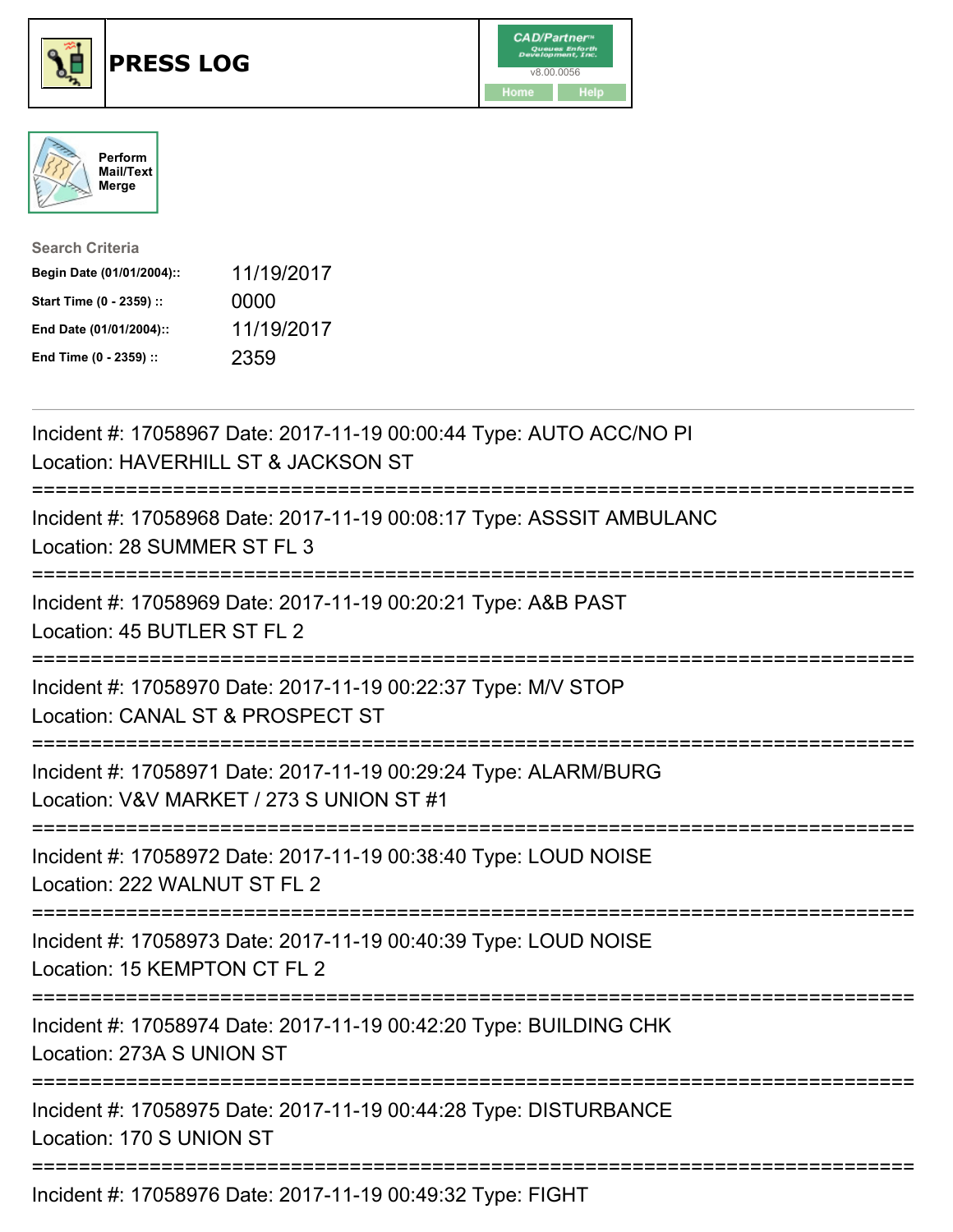# PRESS LOG

CAD/Partner
v8.00.0056
Home Help

Perform Mail/Text Merge

**Search Criteria**

| | |
|---|---|
| **Begin Date (01/01/2004)::** | 11/19/2017 |
| **Start Time (0 - 2359) ::** | 0000 |
| **End Date (01/01/2004)::** | 11/19/2017 |
| **End Time (0 - 2359) ::** | 2359 |

---

Incident #: 17058967 Date: 2017-11-19 00:00:44 Type: AUTO ACC/NO PI
Location: HAVERHILL ST & JACKSON ST

===========================================================================

Incident #: 17058968 Date: 2017-11-19 00:08:17 Type: ASSSIT AMBULANC
Location: 28 SUMMER ST FL 3

===========================================================================

Incident #: 17058969 Date: 2017-11-19 00:20:21 Type: A&B PAST
Location: 45 BUTLER ST FL 2

===========================================================================

Incident #: 17058970 Date: 2017-11-19 00:22:37 Type: M/V STOP
Location: CANAL ST & PROSPECT ST

===========================================================================

Incident #: 17058971 Date: 2017-11-19 00:29:24 Type: ALARM/BURG
Location: V&V MARKET / 273 S UNION ST #1

===========================================================================

Incident #: 17058972 Date: 2017-11-19 00:38:40 Type: LOUD NOISE
Location: 222 WALNUT ST FL 2

===========================================================================

Incident #: 17058973 Date: 2017-11-19 00:40:39 Type: LOUD NOISE
Location: 15 KEMPTON CT FL 2

===========================================================================

Incident #: 17058974 Date: 2017-11-19 00:42:20 Type: BUILDING CHK
Location: 273A S UNION ST

===========================================================================

Incident #: 17058975 Date: 2017-11-19 00:44:28 Type: DISTURBANCE
Location: 170 S UNION ST

===========================================================================

Incident #: 17058976 Date: 2017-11-19 00:49:32 Type: FIGHT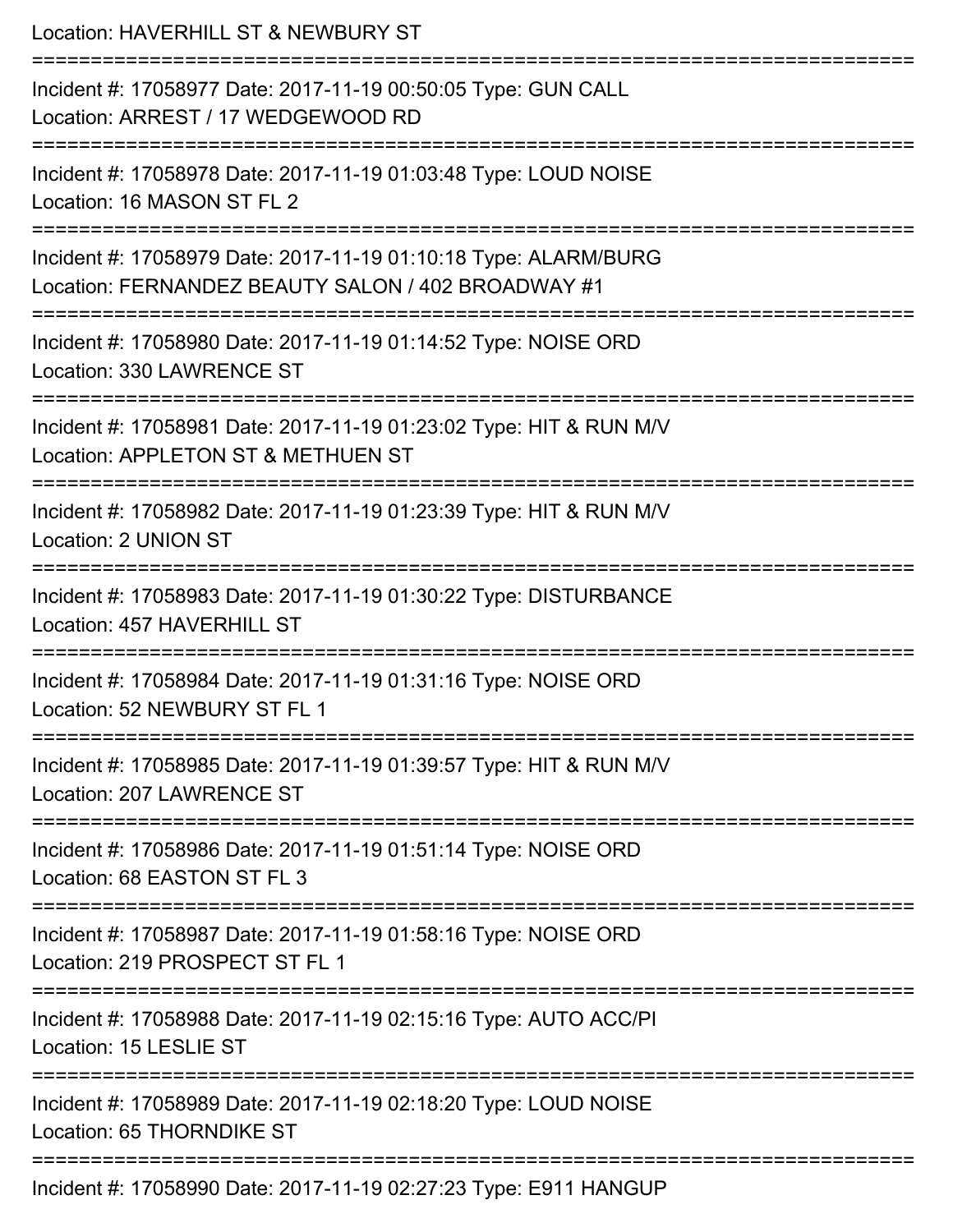Location: HAVERHILL ST & NEWBURY ST

===========================================================================

Incident #: 17058977 Date: 2017-11-19 00:50:05 Type: GUN CALL
Location: ARREST / 17 WEDGEWOOD RD

===========================================================================

Incident #: 17058978 Date: 2017-11-19 01:03:48 Type: LOUD NOISE
Location: 16 MASON ST FL 2

===========================================================================

Incident #: 17058979 Date: 2017-11-19 01:10:18 Type: ALARM/BURG
Location: FERNANDEZ BEAUTY SALON / 402 BROADWAY #1

===========================================================================

Incident #: 17058980 Date: 2017-11-19 01:14:52 Type: NOISE ORD
Location: 330 LAWRENCE ST

===========================================================================

Incident #: 17058981 Date: 2017-11-19 01:23:02 Type: HIT & RUN M/V
Location: APPLETON ST & METHUEN ST

===========================================================================

Incident #: 17058982 Date: 2017-11-19 01:23:39 Type: HIT & RUN M/V
Location: 2 UNION ST

===========================================================================

Incident #: 17058983 Date: 2017-11-19 01:30:22 Type: DISTURBANCE
Location: 457 HAVERHILL ST

===========================================================================

Incident #: 17058984 Date: 2017-11-19 01:31:16 Type: NOISE ORD
Location: 52 NEWBURY ST FL 1

===========================================================================

Incident #: 17058985 Date: 2017-11-19 01:39:57 Type: HIT & RUN M/V
Location: 207 LAWRENCE ST

===========================================================================

Incident #: 17058986 Date: 2017-11-19 01:51:14 Type: NOISE ORD
Location: 68 EASTON ST FL 3

===========================================================================

Incident #: 17058987 Date: 2017-11-19 01:58:16 Type: NOISE ORD
Location: 219 PROSPECT ST FL 1

===========================================================================

Incident #: 17058988 Date: 2017-11-19 02:15:16 Type: AUTO ACC/PI
Location: 15 LESLIE ST

===========================================================================

Incident #: 17058989 Date: 2017-11-19 02:18:20 Type: LOUD NOISE
Location: 65 THORNDIKE ST

===========================================================================

Incident #: 17058990 Date: 2017-11-19 02:27:23 Type: E911 HANGUP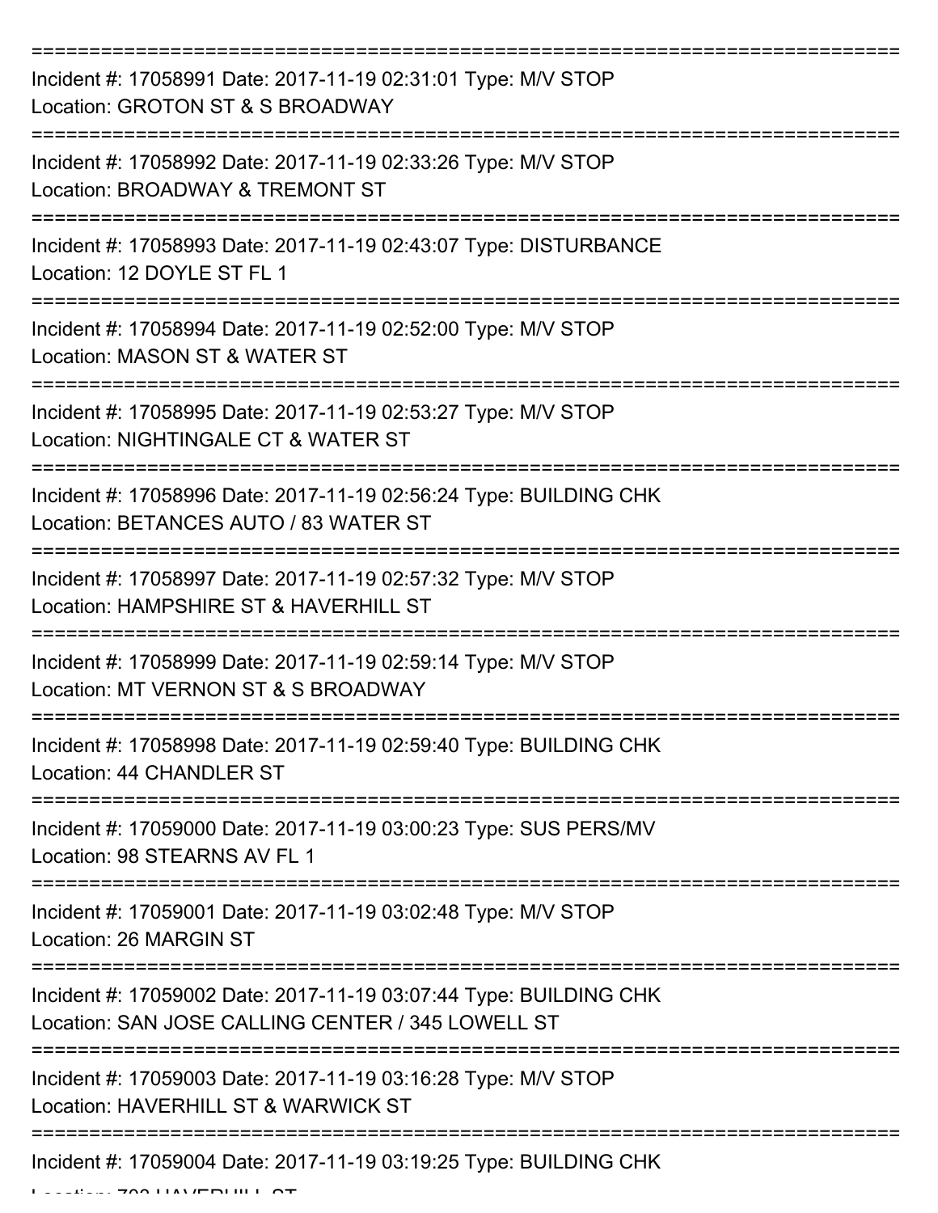===========================================================================

Incident #: 17058991 Date: 2017-11-19 02:31:01 Type: M/V STOP

Location: GROTON ST & S BROADWAY

===========================================================================

Incident #: 17058992 Date: 2017-11-19 02:33:26 Type: M/V STOP

Location: BROADWAY & TREMONT ST

===========================================================================

Incident #: 17058993 Date: 2017-11-19 02:43:07 Type: DISTURBANCE

Location: 12 DOYLE ST FL 1

===========================================================================

Incident #: 17058994 Date: 2017-11-19 02:52:00 Type: M/V STOP

Location: MASON ST & WATER ST

===========================================================================

Incident #: 17058995 Date: 2017-11-19 02:53:27 Type: M/V STOP

Location: NIGHTINGALE CT & WATER ST

===========================================================================

Incident #: 17058996 Date: 2017-11-19 02:56:24 Type: BUILDING CHK

Location: BETANCES AUTO / 83 WATER ST

===========================================================================

Incident #: 17058997 Date: 2017-11-19 02:57:32 Type: M/V STOP

Location: HAMPSHIRE ST & HAVERHILL ST

===========================================================================

Incident #: 17058999 Date: 2017-11-19 02:59:14 Type: M/V STOP

Location: MT VERNON ST & S BROADWAY

===========================================================================

Incident #: 17058998 Date: 2017-11-19 02:59:40 Type: BUILDING CHK

Location: 44 CHANDLER ST

===========================================================================

Incident #: 17059000 Date: 2017-11-19 03:00:23 Type: SUS PERS/MV

Location: 98 STEARNS AV FL 1

===========================================================================

Incident #: 17059001 Date: 2017-11-19 03:02:48 Type: M/V STOP

Location: 26 MARGIN ST

===========================================================================

Incident #: 17059002 Date: 2017-11-19 03:07:44 Type: BUILDING CHK

Location: SAN JOSE CALLING CENTER / 345 LOWELL ST

===========================================================================

Incident #: 17059003 Date: 2017-11-19 03:16:28 Type: M/V STOP

Location: HAVERHILL ST & WARWICK ST

===========================================================================

Incident #: 17059004 Date: 2017-11-19 03:19:25 Type: BUILDING CHK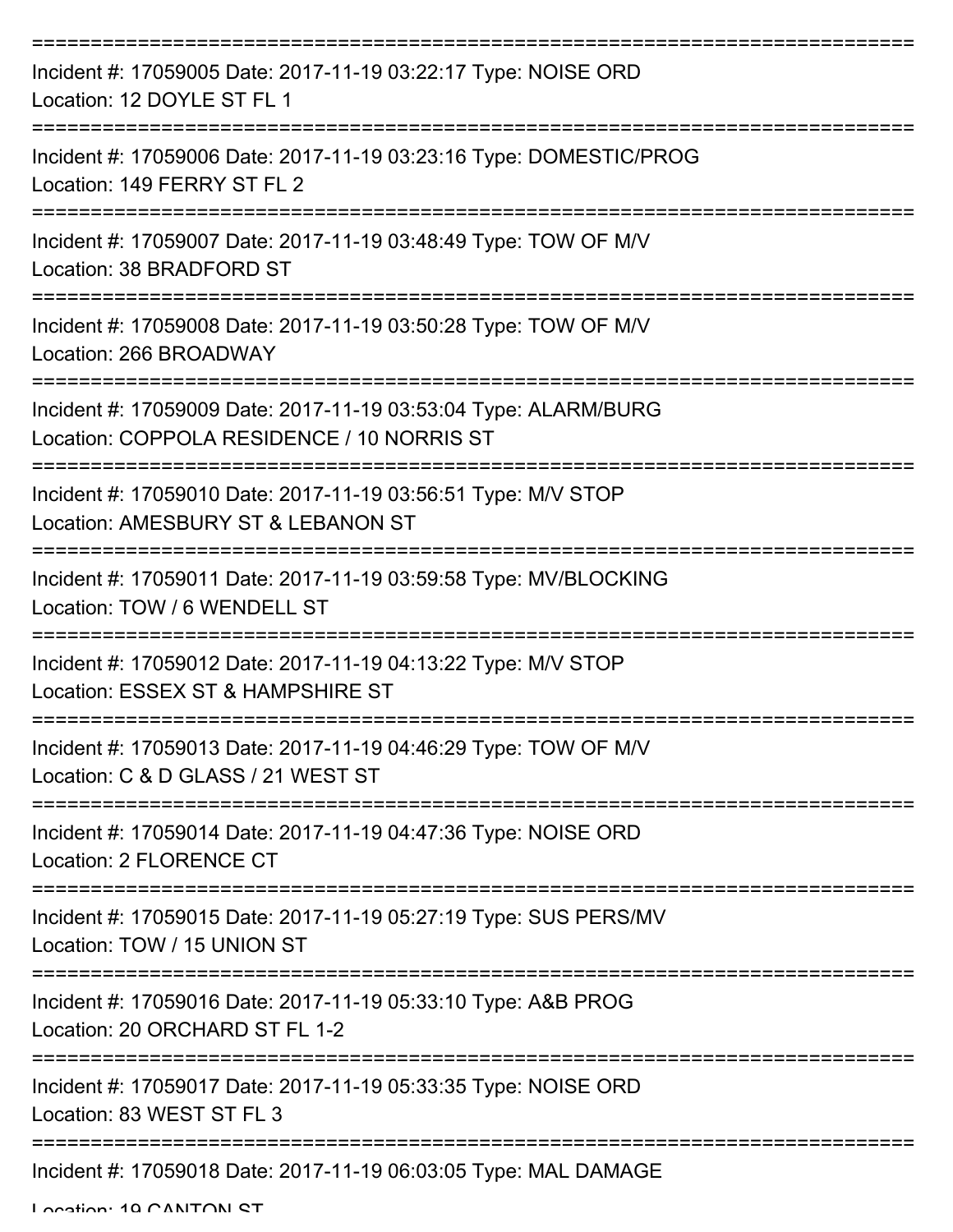===========================================================================
Incident #: 17059005 Date: 2017-11-19 03:22:17 Type: NOISE ORD
Location: 12 DOYLE ST FL 1
===========================================================================
Incident #: 17059006 Date: 2017-11-19 03:23:16 Type: DOMESTIC/PROG
Location: 149 FERRY ST FL 2
===========================================================================
Incident #: 17059007 Date: 2017-11-19 03:48:49 Type: TOW OF M/V
Location: 38 BRADFORD ST
===========================================================================
Incident #: 17059008 Date: 2017-11-19 03:50:28 Type: TOW OF M/V
Location: 266 BROADWAY
===========================================================================
Incident #: 17059009 Date: 2017-11-19 03:53:04 Type: ALARM/BURG
Location: COPPOLA RESIDENCE / 10 NORRIS ST
===========================================================================
Incident #: 17059010 Date: 2017-11-19 03:56:51 Type: M/V STOP
Location: AMESBURY ST & LEBANON ST
===========================================================================
Incident #: 17059011 Date: 2017-11-19 03:59:58 Type: MV/BLOCKING
Location: TOW / 6 WENDELL ST
===========================================================================
Incident #: 17059012 Date: 2017-11-19 04:13:22 Type: M/V STOP
Location: ESSEX ST & HAMPSHIRE ST
===========================================================================
Incident #: 17059013 Date: 2017-11-19 04:46:29 Type: TOW OF M/V
Location: C & D GLASS / 21 WEST ST
===========================================================================
Incident #: 17059014 Date: 2017-11-19 04:47:36 Type: NOISE ORD
Location: 2 FLORENCE CT
===========================================================================
Incident #: 17059015 Date: 2017-11-19 05:27:19 Type: SUS PERS/MV
Location: TOW / 15 UNION ST
===========================================================================
Incident #: 17059016 Date: 2017-11-19 05:33:10 Type: A&B PROG
Location: 20 ORCHARD ST FL 1-2
===========================================================================
Incident #: 17059017 Date: 2017-11-19 05:33:35 Type: NOISE ORD
Location: 83 WEST ST FL 3
===========================================================================
Incident #: 17059018 Date: 2017-11-19 06:03:05 Type: MAL DAMAGE
Location: 19 CANTON ST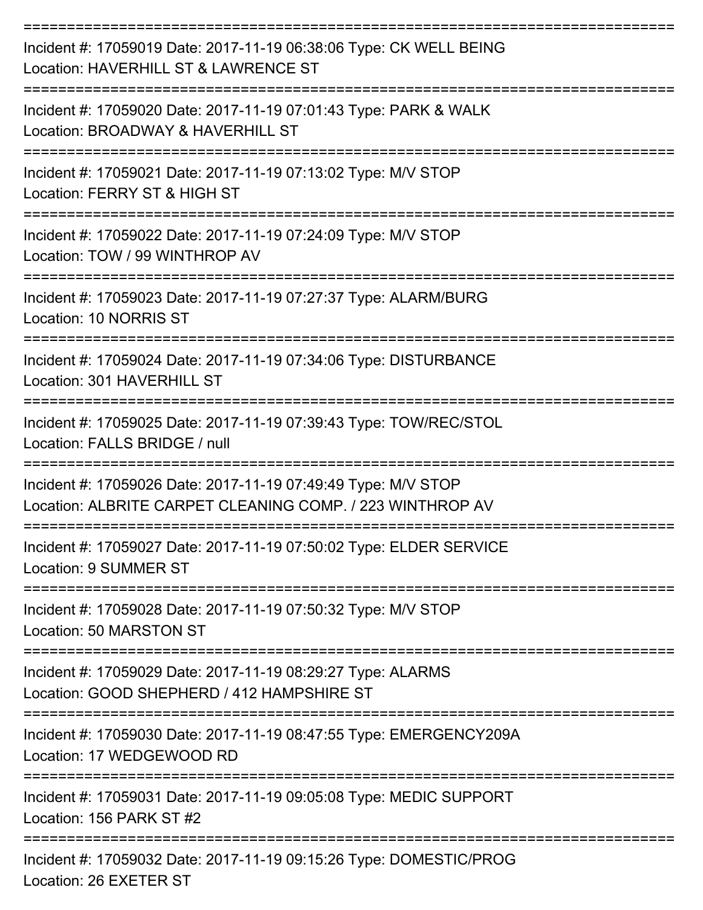==============================================================================
Incident #: 17059019 Date: 2017-11-19 06:38:06 Type: CK WELL BEING
Location: HAVERHILL ST & LAWRENCE ST
==============================================================================
Incident #: 17059020 Date: 2017-11-19 07:01:43 Type: PARK & WALK
Location: BROADWAY & HAVERHILL ST
==============================================================================
Incident #: 17059021 Date: 2017-11-19 07:13:02 Type: M/V STOP
Location: FERRY ST & HIGH ST
==============================================================================
Incident #: 17059022 Date: 2017-11-19 07:24:09 Type: M/V STOP
Location: TOW / 99 WINTHROP AV
==============================================================================
Incident #: 17059023 Date: 2017-11-19 07:27:37 Type: ALARM/BURG
Location: 10 NORRIS ST
==============================================================================
Incident #: 17059024 Date: 2017-11-19 07:34:06 Type: DISTURBANCE
Location: 301 HAVERHILL ST
==============================================================================
Incident #: 17059025 Date: 2017-11-19 07:39:43 Type: TOW/REC/STOL
Location: FALLS BRIDGE / null
==============================================================================
Incident #: 17059026 Date: 2017-11-19 07:49:49 Type: M/V STOP
Location: ALBRITE CARPET CLEANING COMP. / 223 WINTHROP AV
==============================================================================
Incident #: 17059027 Date: 2017-11-19 07:50:02 Type: ELDER SERVICE
Location: 9 SUMMER ST
==============================================================================
Incident #: 17059028 Date: 2017-11-19 07:50:32 Type: M/V STOP
Location: 50 MARSTON ST
==============================================================================
Incident #: 17059029 Date: 2017-11-19 08:29:27 Type: ALARMS
Location: GOOD SHEPHERD / 412 HAMPSHIRE ST
==============================================================================
Incident #: 17059030 Date: 2017-11-19 08:47:55 Type: EMERGENCY209A
Location: 17 WEDGEWOOD RD
==============================================================================
Incident #: 17059031 Date: 2017-11-19 09:05:08 Type: MEDIC SUPPORT
Location: 156 PARK ST #2
==============================================================================
Incident #: 17059032 Date: 2017-11-19 09:15:26 Type: DOMESTIC/PROG
Location: 26 EXETER ST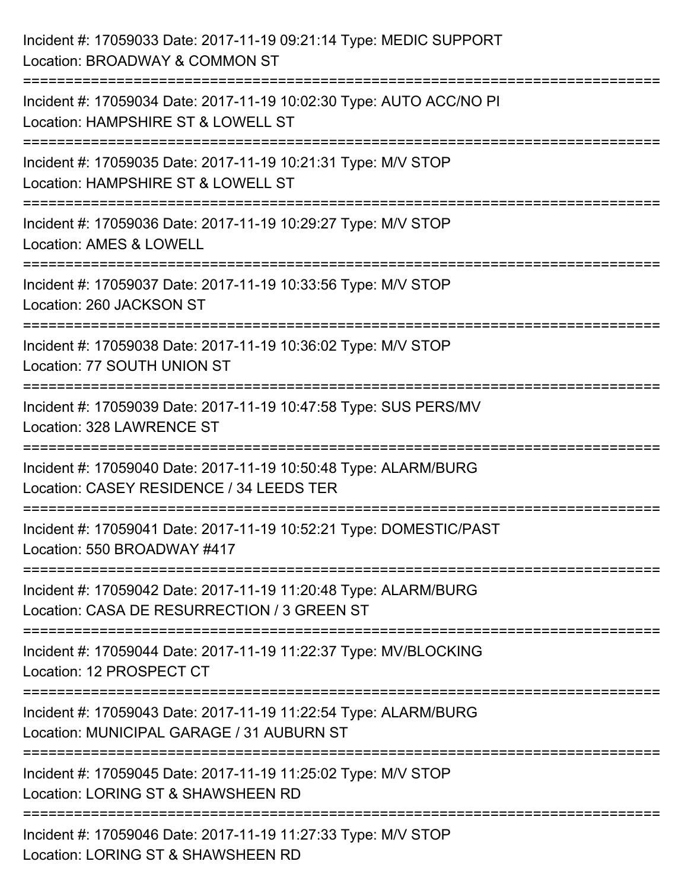Incident #: 17059033 Date: 2017-11-19 09:21:14 Type: MEDIC SUPPORT
Location: BROADWAY & COMMON ST

===========================================================================

Incident #: 17059034 Date: 2017-11-19 10:02:30 Type: AUTO ACC/NO PI
Location: HAMPSHIRE ST & LOWELL ST

===========================================================================

Incident #: 17059035 Date: 2017-11-19 10:21:31 Type: M/V STOP
Location: HAMPSHIRE ST & LOWELL ST

===========================================================================

Incident #: 17059036 Date: 2017-11-19 10:29:27 Type: M/V STOP
Location: AMES & LOWELL

===========================================================================

Incident #: 17059037 Date: 2017-11-19 10:33:56 Type: M/V STOP
Location: 260 JACKSON ST

===========================================================================

Incident #: 17059038 Date: 2017-11-19 10:36:02 Type: M/V STOP
Location: 77 SOUTH UNION ST

===========================================================================

Incident #: 17059039 Date: 2017-11-19 10:47:58 Type: SUS PERS/MV
Location: 328 LAWRENCE ST

===========================================================================

Incident #: 17059040 Date: 2017-11-19 10:50:48 Type: ALARM/BURG
Location: CASEY RESIDENCE / 34 LEEDS TER

===========================================================================

Incident #: 17059041 Date: 2017-11-19 10:52:21 Type: DOMESTIC/PAST
Location: 550 BROADWAY #417

===========================================================================

Incident #: 17059042 Date: 2017-11-19 11:20:48 Type: ALARM/BURG
Location: CASA DE RESURRECTION / 3 GREEN ST

===========================================================================

Incident #: 17059044 Date: 2017-11-19 11:22:37 Type: MV/BLOCKING
Location: 12 PROSPECT CT

===========================================================================

Incident #: 17059043 Date: 2017-11-19 11:22:54 Type: ALARM/BURG
Location: MUNICIPAL GARAGE / 31 AUBURN ST

===========================================================================

Incident #: 17059045 Date: 2017-11-19 11:25:02 Type: M/V STOP
Location: LORING ST & SHAWSHEEN RD

===========================================================================

Incident #: 17059046 Date: 2017-11-19 11:27:33 Type: M/V STOP
Location: LORING ST & SHAWSHEEN RD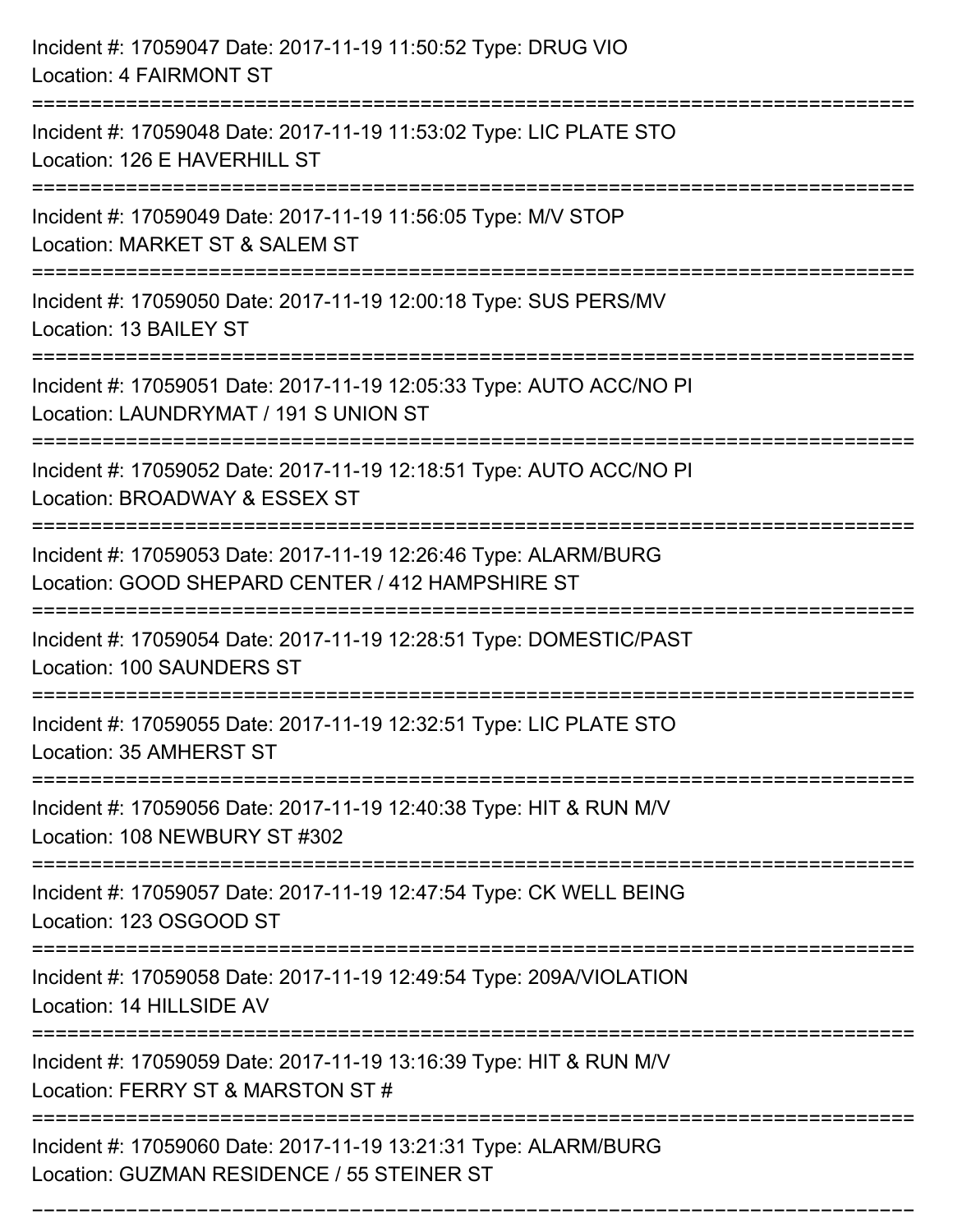Incident #: 17059047 Date: 2017-11-19 11:50:52 Type: DRUG VIO
Location: 4 FAIRMONT ST

===========================================================================

Incident #: 17059048 Date: 2017-11-19 11:53:02 Type: LIC PLATE STO
Location: 126 E HAVERHILL ST

===========================================================================

Incident #: 17059049 Date: 2017-11-19 11:56:05 Type: M/V STOP
Location: MARKET ST & SALEM ST

===========================================================================

Incident #: 17059050 Date: 2017-11-19 12:00:18 Type: SUS PERS/MV
Location: 13 BAILEY ST

===========================================================================

Incident #: 17059051 Date: 2017-11-19 12:05:33 Type: AUTO ACC/NO PI
Location: LAUNDRYMAT / 191 S UNION ST

===========================================================================

Incident #: 17059052 Date: 2017-11-19 12:18:51 Type: AUTO ACC/NO PI
Location: BROADWAY & ESSEX ST

===========================================================================

Incident #: 17059053 Date: 2017-11-19 12:26:46 Type: ALARM/BURG
Location: GOOD SHEPARD CENTER / 412 HAMPSHIRE ST

===========================================================================

Incident #: 17059054 Date: 2017-11-19 12:28:51 Type: DOMESTIC/PAST
Location: 100 SAUNDERS ST

===========================================================================

Incident #: 17059055 Date: 2017-11-19 12:32:51 Type: LIC PLATE STO
Location: 35 AMHERST ST

===========================================================================

Incident #: 17059056 Date: 2017-11-19 12:40:38 Type: HIT & RUN M/V
Location: 108 NEWBURY ST #302

===========================================================================

Incident #: 17059057 Date: 2017-11-19 12:47:54 Type: CK WELL BEING
Location: 123 OSGOOD ST

===========================================================================

Incident #: 17059058 Date: 2017-11-19 12:49:54 Type: 209A/VIOLATION
Location: 14 HILLSIDE AV

===========================================================================

Incident #: 17059059 Date: 2017-11-19 13:16:39 Type: HIT & RUN M/V
Location: FERRY ST & MARSTON ST #

===========================================================================

Incident #: 17059060 Date: 2017-11-19 13:21:31 Type: ALARM/BURG
Location: GUZMAN RESIDENCE / 55 STEINER ST

===========================================================================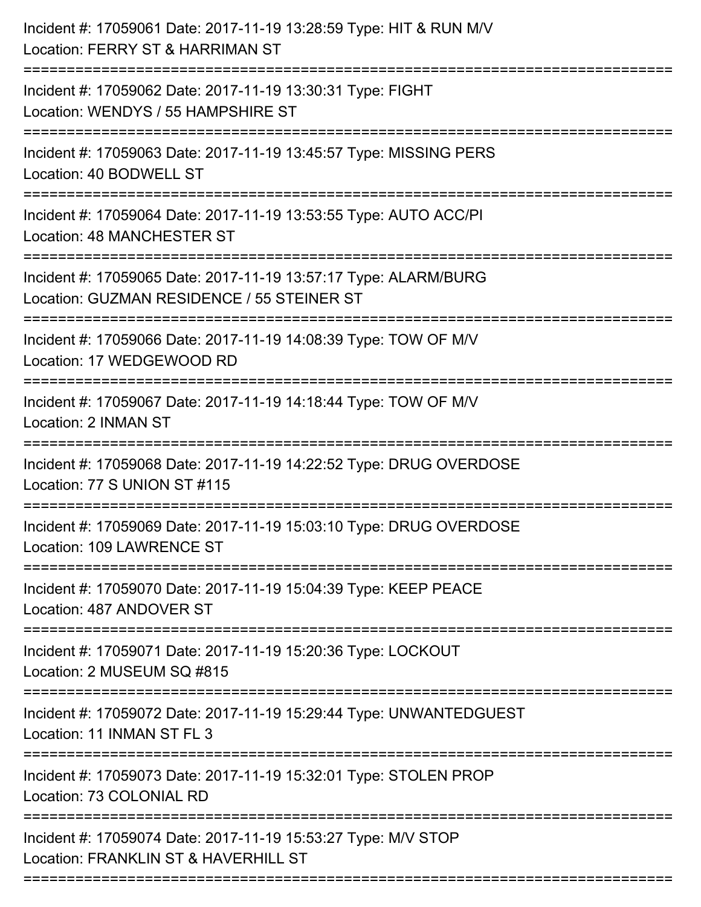Incident #: 17059061 Date: 2017-11-19 13:28:59 Type: HIT & RUN M/V
Location: FERRY ST & HARRIMAN ST

===========================================================================

Incident #: 17059062 Date: 2017-11-19 13:30:31 Type: FIGHT
Location: WENDYS / 55 HAMPSHIRE ST

===========================================================================

Incident #: 17059063 Date: 2017-11-19 13:45:57 Type: MISSING PERS
Location: 40 BODWELL ST

===========================================================================

Incident #: 17059064 Date: 2017-11-19 13:53:55 Type: AUTO ACC/PI
Location: 48 MANCHESTER ST

===========================================================================

Incident #: 17059065 Date: 2017-11-19 13:57:17 Type: ALARM/BURG
Location: GUZMAN RESIDENCE / 55 STEINER ST

===========================================================================

Incident #: 17059066 Date: 2017-11-19 14:08:39 Type: TOW OF M/V
Location: 17 WEDGEWOOD RD

===========================================================================

Incident #: 17059067 Date: 2017-11-19 14:18:44 Type: TOW OF M/V
Location: 2 INMAN ST

===========================================================================

Incident #: 17059068 Date: 2017-11-19 14:22:52 Type: DRUG OVERDOSE
Location: 77 S UNION ST #115

===========================================================================

Incident #: 17059069 Date: 2017-11-19 15:03:10 Type: DRUG OVERDOSE
Location: 109 LAWRENCE ST

===========================================================================

Incident #: 17059070 Date: 2017-11-19 15:04:39 Type: KEEP PEACE
Location: 487 ANDOVER ST

===========================================================================

Incident #: 17059071 Date: 2017-11-19 15:20:36 Type: LOCKOUT
Location: 2 MUSEUM SQ #815

===========================================================================

Incident #: 17059072 Date: 2017-11-19 15:29:44 Type: UNWANTEDGUEST
Location: 11 INMAN ST FL 3

===========================================================================

Incident #: 17059073 Date: 2017-11-19 15:32:01 Type: STOLEN PROP
Location: 73 COLONIAL RD

===========================================================================

Incident #: 17059074 Date: 2017-11-19 15:53:27 Type: M/V STOP
Location: FRANKLIN ST & HAVERHILL ST

===========================================================================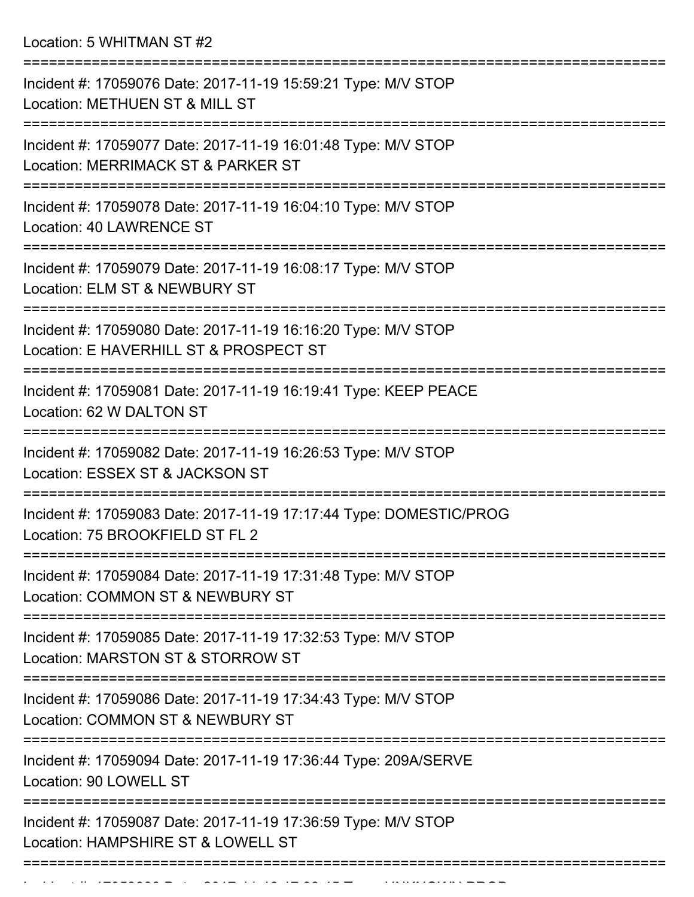Location: 5 WHITMAN ST #2

===========================================================================

Incident #: 17059076 Date: 2017-11-19 15:59:21 Type: M/V STOP
Location: METHUEN ST & MILL ST

===========================================================================

Incident #: 17059077 Date: 2017-11-19 16:01:48 Type: M/V STOP
Location: MERRIMACK ST & PARKER ST

===========================================================================

Incident #: 17059078 Date: 2017-11-19 16:04:10 Type: M/V STOP
Location: 40 LAWRENCE ST

===========================================================================

Incident #: 17059079 Date: 2017-11-19 16:08:17 Type: M/V STOP
Location: ELM ST & NEWBURY ST

===========================================================================

Incident #: 17059080 Date: 2017-11-19 16:16:20 Type: M/V STOP
Location: E HAVERHILL ST & PROSPECT ST

===========================================================================

Incident #: 17059081 Date: 2017-11-19 16:19:41 Type: KEEP PEACE
Location: 62 W DALTON ST

===========================================================================

Incident #: 17059082 Date: 2017-11-19 16:26:53 Type: M/V STOP
Location: ESSEX ST & JACKSON ST

===========================================================================

Incident #: 17059083 Date: 2017-11-19 17:17:44 Type: DOMESTIC/PROG
Location: 75 BROOKFIELD ST FL 2

===========================================================================

Incident #: 17059084 Date: 2017-11-19 17:31:48 Type: M/V STOP
Location: COMMON ST & NEWBURY ST

===========================================================================

Incident #: 17059085 Date: 2017-11-19 17:32:53 Type: M/V STOP
Location: MARSTON ST & STORROW ST

===========================================================================

Incident #: 17059086 Date: 2017-11-19 17:34:43 Type: M/V STOP
Location: COMMON ST & NEWBURY ST

===========================================================================

Incident #: 17059094 Date: 2017-11-19 17:36:44 Type: 209A/SERVE
Location: 90 LOWELL ST

===========================================================================

Incident #: 17059087 Date: 2017-11-19 17:36:59 Type: M/V STOP
Location: HAMPSHIRE ST & LOWELL ST

===========================================================================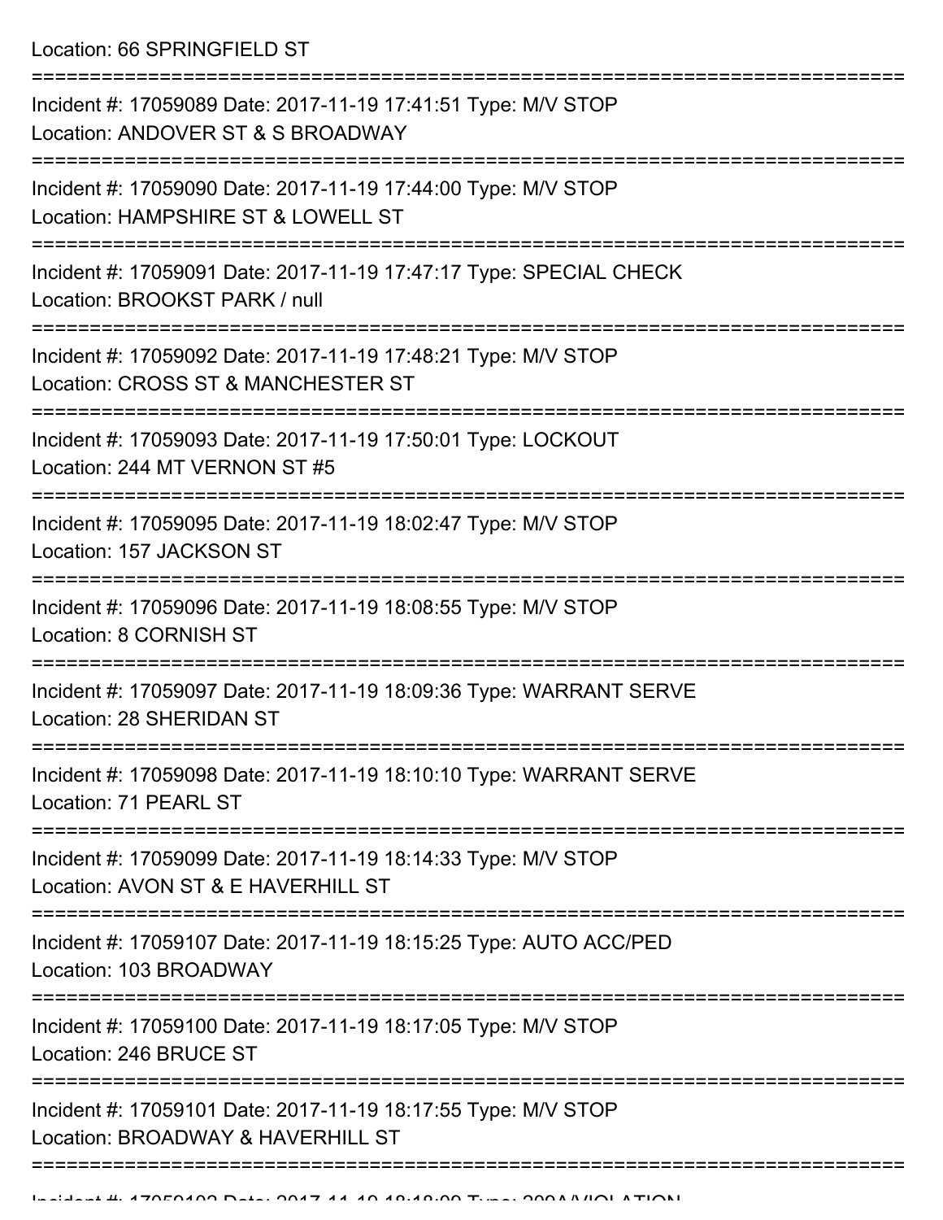Location: 66 SPRINGFIELD ST

===========================================================================

Incident #: 17059089 Date: 2017-11-19 17:41:51 Type: M/V STOP

Location: ANDOVER ST & S BROADWAY

===========================================================================

Incident #: 17059090 Date: 2017-11-19 17:44:00 Type: M/V STOP

Location: HAMPSHIRE ST & LOWELL ST

===========================================================================

Incident #: 17059091 Date: 2017-11-19 17:47:17 Type: SPECIAL CHECK

Location: BROOKST PARK / null

===========================================================================

Incident #: 17059092 Date: 2017-11-19 17:48:21 Type: M/V STOP

Location: CROSS ST & MANCHESTER ST

===========================================================================

Incident #: 17059093 Date: 2017-11-19 17:50:01 Type: LOCKOUT

Location: 244 MT VERNON ST #5

===========================================================================

Incident #: 17059095 Date: 2017-11-19 18:02:47 Type: M/V STOP

Location: 157 JACKSON ST

===========================================================================

Incident #: 17059096 Date: 2017-11-19 18:08:55 Type: M/V STOP

Location: 8 CORNISH ST

===========================================================================

Incident #: 17059097 Date: 2017-11-19 18:09:36 Type: WARRANT SERVE

Location: 28 SHERIDAN ST

===========================================================================

Incident #: 17059098 Date: 2017-11-19 18:10:10 Type: WARRANT SERVE

Location: 71 PEARL ST

===========================================================================

Incident #: 17059099 Date: 2017-11-19 18:14:33 Type: M/V STOP

Location: AVON ST & E HAVERHILL ST

===========================================================================

Incident #: 17059107 Date: 2017-11-19 18:15:25 Type: AUTO ACC/PED

Location: 103 BROADWAY

===========================================================================

Incident #: 17059100 Date: 2017-11-19 18:17:05 Type: M/V STOP

Location: 246 BRUCE ST

===========================================================================

Incident #: 17059101 Date: 2017-11-19 18:17:55 Type: M/V STOP

Location: BROADWAY & HAVERHILL ST

===========================================================================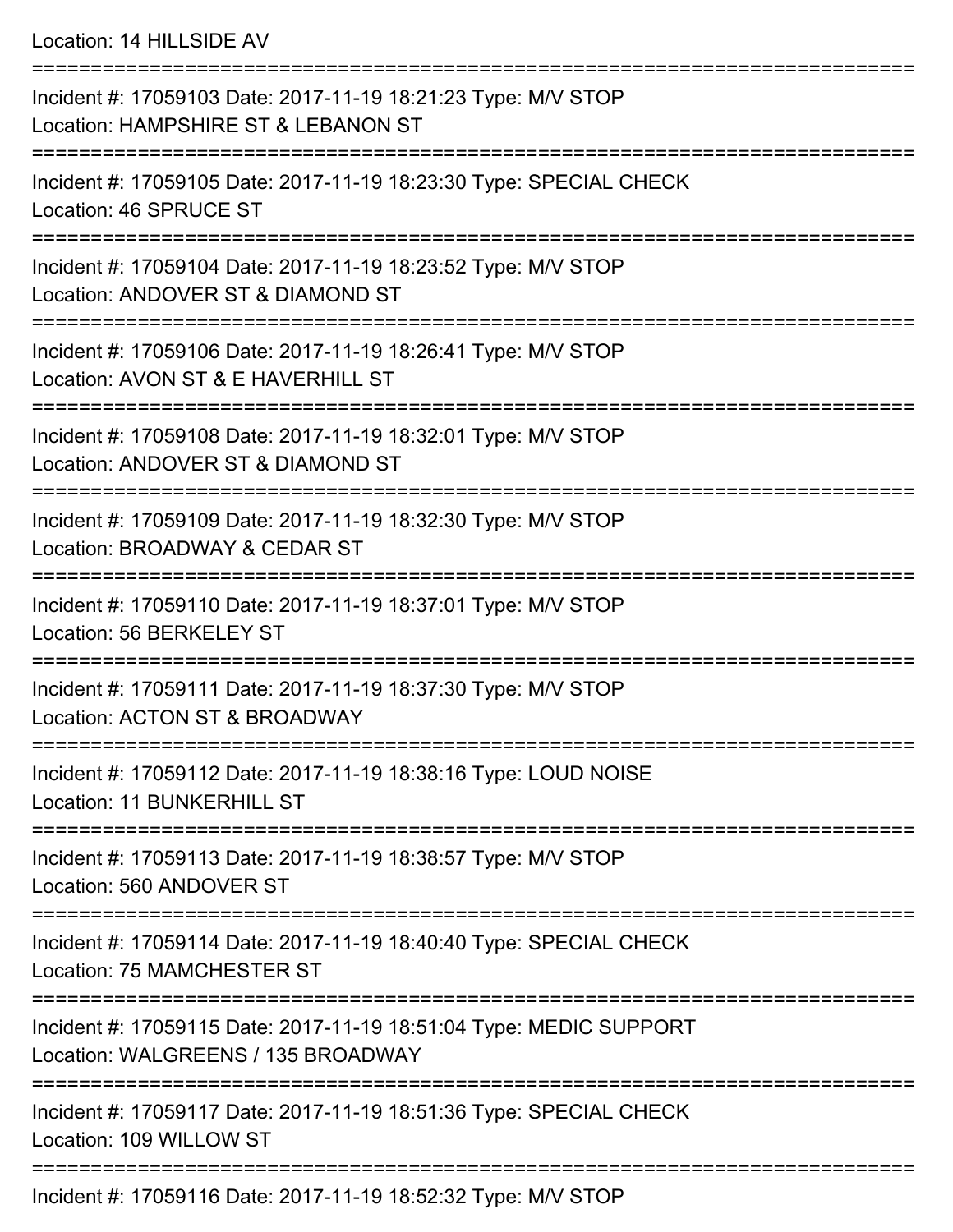Location: 14 HILLSIDE AV

===========================================================================

Incident #: 17059103 Date: 2017-11-19 18:21:23 Type: M/V STOP

Location: HAMPSHIRE ST & LEBANON ST

===========================================================================

Incident #: 17059105 Date: 2017-11-19 18:23:30 Type: SPECIAL CHECK

Location: 46 SPRUCE ST

===========================================================================

Incident #: 17059104 Date: 2017-11-19 18:23:52 Type: M/V STOP

Location: ANDOVER ST & DIAMOND ST

===========================================================================

Incident #: 17059106 Date: 2017-11-19 18:26:41 Type: M/V STOP

Location: AVON ST & E HAVERHILL ST

===========================================================================

Incident #: 17059108 Date: 2017-11-19 18:32:01 Type: M/V STOP

Location: ANDOVER ST & DIAMOND ST

===========================================================================

Incident #: 17059109 Date: 2017-11-19 18:32:30 Type: M/V STOP

Location: BROADWAY & CEDAR ST

===========================================================================

Incident #: 17059110 Date: 2017-11-19 18:37:01 Type: M/V STOP

Location: 56 BERKELEY ST

===========================================================================

Incident #: 17059111 Date: 2017-11-19 18:37:30 Type: M/V STOP

Location: ACTON ST & BROADWAY

===========================================================================

Incident #: 17059112 Date: 2017-11-19 18:38:16 Type: LOUD NOISE

Location: 11 BUNKERHILL ST

===========================================================================

Incident #: 17059113 Date: 2017-11-19 18:38:57 Type: M/V STOP

Location: 560 ANDOVER ST

===========================================================================

Incident #: 17059114 Date: 2017-11-19 18:40:40 Type: SPECIAL CHECK

Location: 75 MAMCHESTER ST

===========================================================================

Incident #: 17059115 Date: 2017-11-19 18:51:04 Type: MEDIC SUPPORT

Location: WALGREENS / 135 BROADWAY

===========================================================================

Incident #: 17059117 Date: 2017-11-19 18:51:36 Type: SPECIAL CHECK

Location: 109 WILLOW ST

===========================================================================

Incident #: 17059116 Date: 2017-11-19 18:52:32 Type: M/V STOP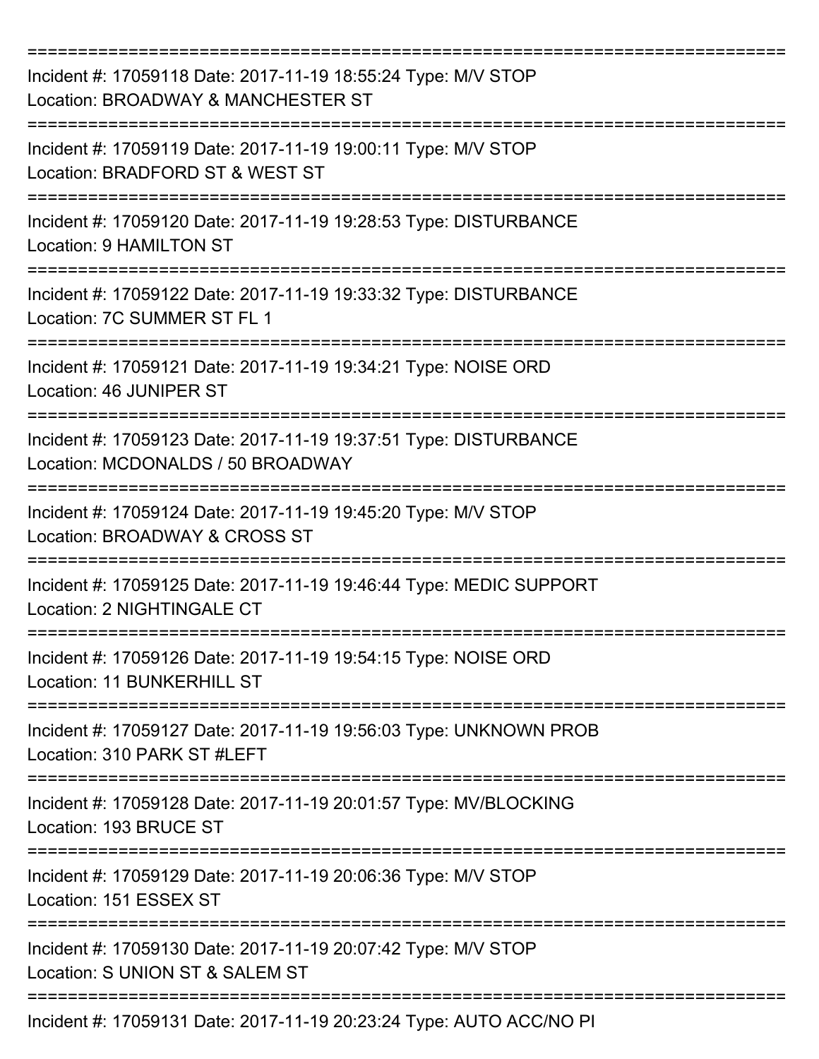===========================================================================

Incident #: 17059118 Date: 2017-11-19 18:55:24 Type: M/V STOP

Location: BROADWAY & MANCHESTER ST

===========================================================================

Incident #: 17059119 Date: 2017-11-19 19:00:11 Type: M/V STOP

Location: BRADFORD ST & WEST ST

===========================================================================

Incident #: 17059120 Date: 2017-11-19 19:28:53 Type: DISTURBANCE

Location: 9 HAMILTON ST

===========================================================================

Incident #: 17059122 Date: 2017-11-19 19:33:32 Type: DISTURBANCE

Location: 7C SUMMER ST FL 1

===========================================================================

Incident #: 17059121 Date: 2017-11-19 19:34:21 Type: NOISE ORD

Location: 46 JUNIPER ST

===========================================================================

Incident #: 17059123 Date: 2017-11-19 19:37:51 Type: DISTURBANCE

Location: MCDONALDS / 50 BROADWAY

===========================================================================

Incident #: 17059124 Date: 2017-11-19 19:45:20 Type: M/V STOP

Location: BROADWAY & CROSS ST

===========================================================================

Incident #: 17059125 Date: 2017-11-19 19:46:44 Type: MEDIC SUPPORT

Location: 2 NIGHTINGALE CT

===========================================================================

Incident #: 17059126 Date: 2017-11-19 19:54:15 Type: NOISE ORD

Location: 11 BUNKERHILL ST

===========================================================================

Incident #: 17059127 Date: 2017-11-19 19:56:03 Type: UNKNOWN PROB

Location: 310 PARK ST #LEFT

===========================================================================

Incident #: 17059128 Date: 2017-11-19 20:01:57 Type: MV/BLOCKING

Location: 193 BRUCE ST

===========================================================================

Incident #: 17059129 Date: 2017-11-19 20:06:36 Type: M/V STOP

Location: 151 ESSEX ST

===========================================================================

Incident #: 17059130 Date: 2017-11-19 20:07:42 Type: M/V STOP

Location: S UNION ST & SALEM ST

===========================================================================

Incident #: 17059131 Date: 2017-11-19 20:23:24 Type: AUTO ACC/NO PI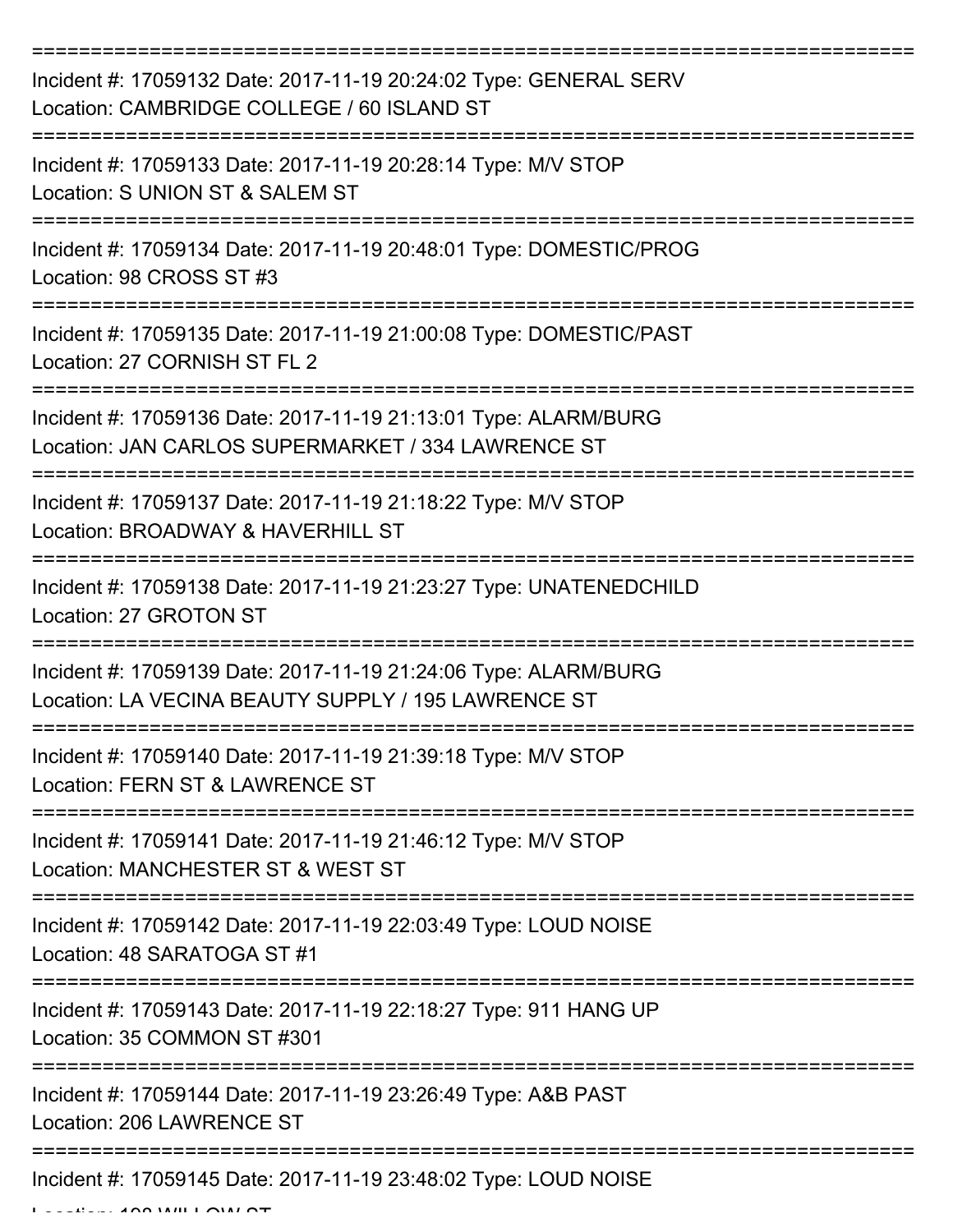===========================================================================

Incident #: 17059132 Date: 2017-11-19 20:24:02 Type: GENERAL SERV
Location: CAMBRIDGE COLLEGE / 60 ISLAND ST

===========================================================================

Incident #: 17059133 Date: 2017-11-19 20:28:14 Type: M/V STOP
Location: S UNION ST & SALEM ST

===========================================================================

Incident #: 17059134 Date: 2017-11-19 20:48:01 Type: DOMESTIC/PROG
Location: 98 CROSS ST #3

===========================================================================

Incident #: 17059135 Date: 2017-11-19 21:00:08 Type: DOMESTIC/PAST
Location: 27 CORNISH ST FL 2

===========================================================================

Incident #: 17059136 Date: 2017-11-19 21:13:01 Type: ALARM/BURG
Location: JAN CARLOS SUPERMARKET / 334 LAWRENCE ST

===========================================================================

Incident #: 17059137 Date: 2017-11-19 21:18:22 Type: M/V STOP
Location: BROADWAY & HAVERHILL ST

===========================================================================

Incident #: 17059138 Date: 2017-11-19 21:23:27 Type: UNATENEDCHILD
Location: 27 GROTON ST

===========================================================================

Incident #: 17059139 Date: 2017-11-19 21:24:06 Type: ALARM/BURG
Location: LA VECINA BEAUTY SUPPLY / 195 LAWRENCE ST

===========================================================================

Incident #: 17059140 Date: 2017-11-19 21:39:18 Type: M/V STOP
Location: FERN ST & LAWRENCE ST

===========================================================================

Incident #: 17059141 Date: 2017-11-19 21:46:12 Type: M/V STOP
Location: MANCHESTER ST & WEST ST

===========================================================================

Incident #: 17059142 Date: 2017-11-19 22:03:49 Type: LOUD NOISE
Location: 48 SARATOGA ST #1

===========================================================================

Incident #: 17059143 Date: 2017-11-19 22:18:27 Type: 911 HANG UP
Location: 35 COMMON ST #301

===========================================================================

Incident #: 17059144 Date: 2017-11-19 23:26:49 Type: A&B PAST
Location: 206 LAWRENCE ST

===========================================================================

Incident #: 17059145 Date: 2017-11-19 23:48:02 Type: LOUD NOISE
Location: 108 WILLOW ST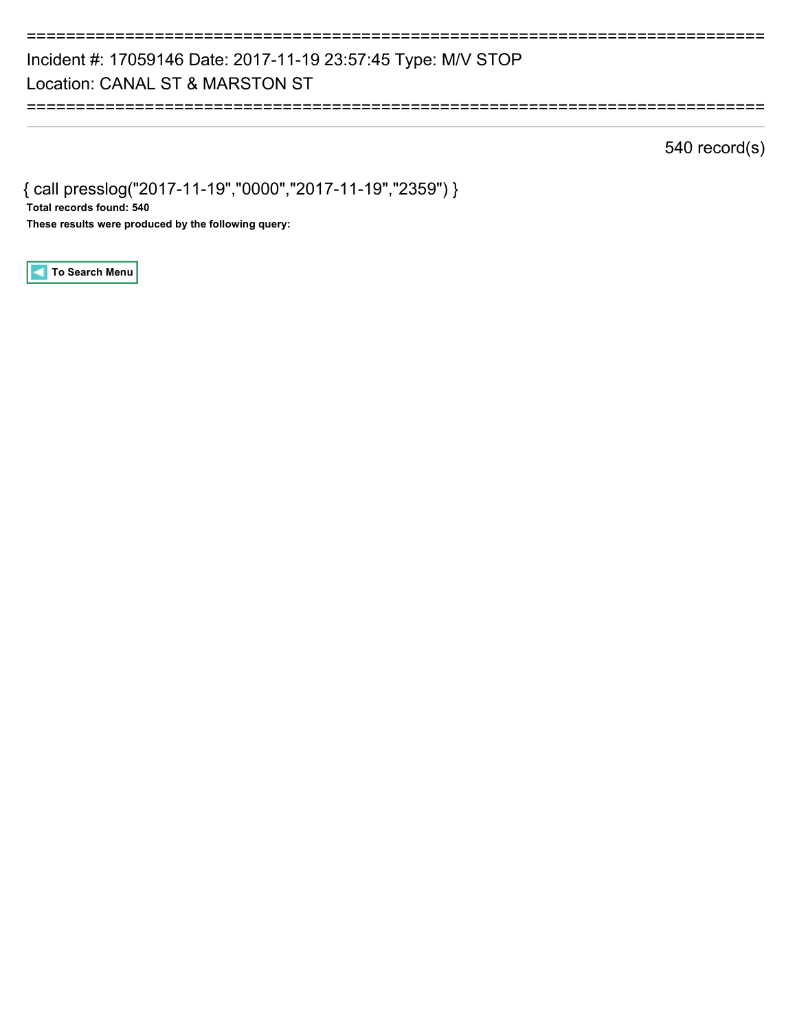===========================================================================

Incident #: 17059146 Date: 2017-11-19 23:57:45 Type: M/V STOP
Location: CANAL ST & MARSTON ST

===========================================================================

---

540 record(s)

{ call presslog("2017-11-19","0000","2017-11-19","2359") }

**Total records found: 540**

**These results were produced by the following query:**

**To Search Menu**